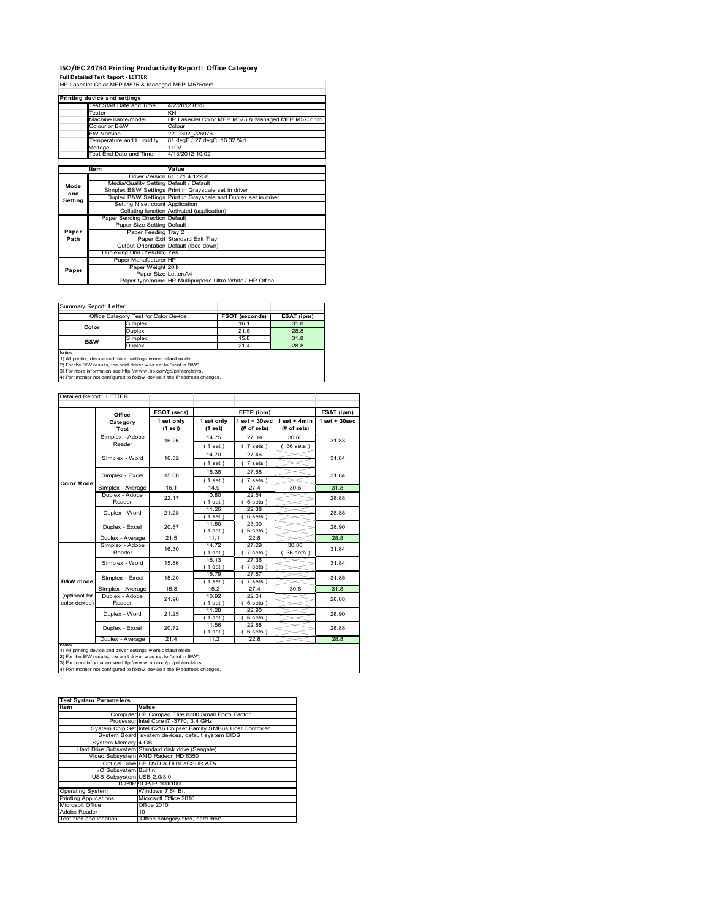# ISO/IEC 24734 Printing Productivity Report: Office Category

**Full Detailed Test Report - LETTER**

HP LaserJet Color MFP M575 & Managed MFP M575dnm

| Printing device and settings | |
|---|---|
| Test Start Date and Time | 4/2/2012 8:25 |
| Tester | KN |
| Machine name/model | HP LaserJet Color MFP M575 & Managed MFP M575dnm |
| Colour or B&W | Colour |
| FW Version | 2200302_226976 |
| Temperature and Humidity | 81 degF / 27 degC 16.32 %rH |
| Voltage | 110V |
| Test End Date and Time | 4/13/2012 10:02 |

| | Item | Value |
|---|---|---|
| Mode and Setting | Driver Version | 61.121.4.12258 |
| | Media/Quality Setting | Default / Default |
| | Simplex B&W Settings | Print in Grayscale set in driver |
| | Duplex B&W Settings | Print in Grayscale and Duplex set in driver |
| | Setting N set count | Application |
| | Collating function | Activated (application) |
| Paper Path | Paper Sending Direction | Default |
| | Paper Size Setting | Default |
| | Paper Feeding | Tray 2 |
| | Paper Exit | Standard Exit Tray |
| | Output Orientation | Default (face down) |
| | Duplexing Unit (Yes/No) | Yes |
| Paper | Paper Manufacturer | HP |
| | Paper Weight | 20lb |
| | Paper Size | Letter/A4 |
| | Paper type/name | HP Multipurpose Ultra White / HP Office |

Summary Report: **Letter**

| Office Category Test for Color Device | | FSOT (seconds) | ESAT (ipm) |
|---|---|---|---|
| Color | Simplex | 16.1 | 31.8 |
| | Duplex | 21.5 | 28.8 |
| B&W | Simplex | 15.8 | 31.8 |
| | Duplex | 21.4 | 28.8 |

Notes
1) All printing device and driver settings were default mode.
2) For the B/W results, the print driver was set to "print in B/W".
3) For more information see http://www.hp.com/go/printerclaims.
4) Port monitor not configured to follow device if the IP address changes.

Detailed Report: LETTER

| | Office Category Test | FSOT (secs) 1 set only (1 set) | EFTP (ipm) 1 set only (1 set) | EFTP (ipm) 1 set + 30sec (# of sets) | EFTP (ipm) 1 set + 4min (# of sets) | ESAT (ipm) 1 set + 30sec |
|---|---|---|---|---|---|---|
| Color Mode | Simplex - Adobe Reader | 16.26 | 14.75 (1 set) | 27.09 (7 sets) | 30.60 (36 sets) | 31.83 |
| | Simplex - Word | 16.32 | 14.70 (1 set) | 27.46 (7 sets) | | 31.84 |
| | Simplex - Excel | 15.60 | 15.38 (1 set) | 27.68 (7 sets) | | 31.84 |
| | Simplex - Average | 16.1 | 14.9 | 27.4 | 30.6 | 31.8 |
| | Duplex - Adobe Reader | 22.17 | 10.80 (1 set) | 22.54 (6 sets) | | 28.88 |
| | Duplex - Word | 21.28 | 11.26 (1 set) | 22.88 (6 sets) | | 28.88 |
| | Duplex - Excel | 20.87 | 11.50 (1 set) | 23.00 (6 sets) | | 28.90 |
| | Duplex - Average | 21.5 | 11.1 | 22.8 | | 28.8 |
| B&W mode (optional for color device) | Simplex - Adobe Reader | 16.30 | 14.72 (1 set) | 27.29 (7 sets) | 30.80 (36 sets) | 31.84 |
| | Simplex - Word | 15.86 | 15.13 (1 set) | 27.36 (7 sets) | | 31.84 |
| | Simplex - Excel | 15.20 | 15.79 (1 set) | 27.67 (7 sets) | | 31.85 |
| | Simplex - Average | 15.8 | 15.2 | 27.4 | 30.8 | 31.8 |
| | Duplex - Adobe Reader | 21.96 | 10.92 (1 set) | 22.64 (6 sets) | | 28.88 |
| | Duplex - Word | 21.25 | 11.28 (1 set) | 22.90 (6 sets) | | 28.90 |
| | Duplex - Excel | 20.72 | 11.56 (1 set) | 22.88 (6 sets) | | 28.88 |
| | Duplex - Average | 21.4 | 11.2 | 22.8 | | 28.8 |

Notes
1) All printing device and driver settings were default mode.
2) For the B/W results, the print driver was set to "print in B/W".
3) For more information see http://www.hp.com/go/printerclaims.
4) Port monitor not configured to follow device if the IP address changes.

| Test System Parameters | |
|---|---|
| **Item** | **Value** |
| Computer | HP Compaq Elite 8300 Small Form Factor |
| Processor | Intel Core i7 -3770, 3.4 GHz |
| System Chip Set | Intel C216 Chipset Family SMBus Host Controller |
| System Board | system devices, default system BIOS |
| System Memory | 4 GB |
| Hard Drive Subsystem | Standard disk drive (Seagate) |
| Video Subsystem | AMD Radeon HD 6350 |
| Optical Drive | HP DVD A DH16aCSHR ATA |
| I/O Subsystem | Builtin |
| USB Subsystem | USB 2.0/3.0 |
| TCP/IP | TCP/IP 100/1000 |
| Operating System | Windows 7 64 Bit |
| Printing Applications | Microsoft Office 2010 |
| Microsoft Office | Office 2010 |
| Adobe Reader | 10 |
| Test files and location | Office category files, hard drive |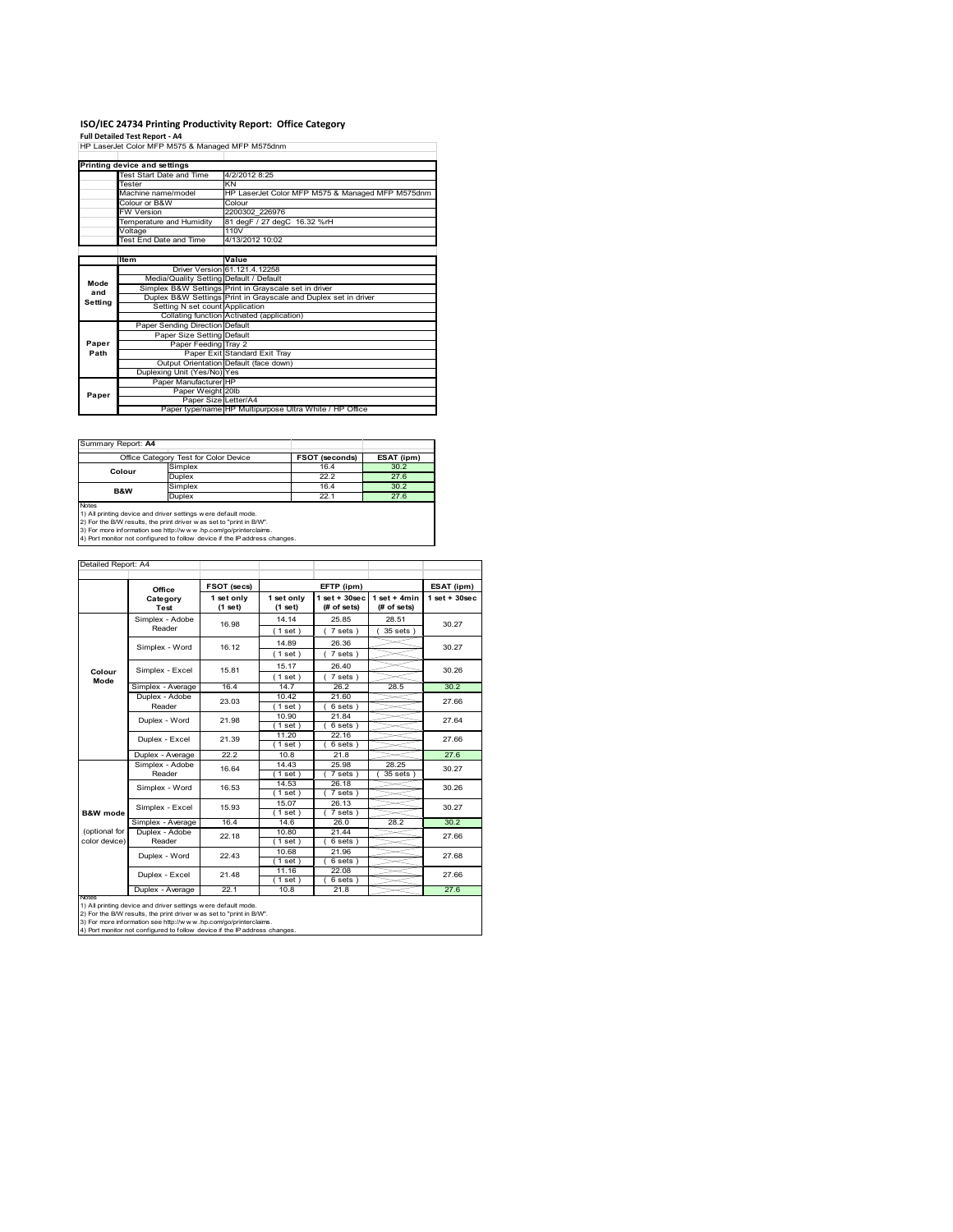# ISO/IEC 24734 Printing Productivity Report: Office Category

**Full Detailed Test Report - A4**

HP LaserJet Color MFP M575 & Managed MFP M575dnm

| Printing device and settings | |
|---|---|
| Test Start Date and Time | 4/2/2012 8:25 |
| Tester | KN |
| Machine name/model | HP LaserJet Color MFP M575 & Managed MFP M575dnm |
| Colour or B&W | Colour |
| FW Version | 2200302_226976 |
| Temperature and Humidity | 81 degF / 27 degC 16.32 %rH |
| Voltage | 110V |
| Test End Date and Time | 4/13/2012 10:02 |

| | Item | Value |
|---|---|---|
| Mode and Setting | Driver Version | 61.121.4.12258 |
| | Media/Quality Setting | Default / Default |
| | Simplex B&W Settings | Print in Grayscale set in driver |
| | Duplex B&W Settings | Print in Grayscale and Duplex set in driver |
| | Setting N set count | Application |
| | Collating function | Activated (application) |
| Paper Path | Paper Sending Direction | Default |
| | Paper Size Setting | Default |
| | Paper Feeding | Tray 2 |
| | Paper Exit | Standard Exit Tray |
| | Output Orientation | Default (face down) |
| | Duplexing Unit (Yes/No) | Yes |
| Paper | Paper Manufacturer | HP |
| | Paper Weight | 20lb |
| | Paper Size | Letter/A4 |
| | Paper type/name | HP Multipurpose Ultra White / HP Office |

Summary Report: **A4**

| Office Category Test for Color Device | | FSOT (seconds) | ESAT (ipm) |
|---|---|---|---|
| Colour | Simplex | 16.4 | 30.2 |
| | Duplex | 22.2 | 27.6 |
| B&W | Simplex | 16.4 | 30.2 |
| | Duplex | 22.1 | 27.6 |

Notes
1) All printing device and driver settings were default mode.
2) For the B/W results, the print driver was set to "print in B/W".
3) For more information see http://www.hp.com/go/printerclaims.
4) Port monitor not configured to follow device if the IP address changes.

Detailed Report: A4

| | Office Category Test | FSOT (secs) 1 set only (1 set) | EFTP (ipm) 1 set only (1 set) | EFTP (ipm) 1 set + 30sec (# of sets) | EFTP (ipm) 1 set + 4min (# of sets) | ESAT (ipm) 1 set + 30sec |
|---|---|---|---|---|---|---|
| Colour Mode | Simplex - Adobe Reader | 16.98 | 14.14 (1 set) | 25.85 (7 sets) | 28.51 (35 sets) | 30.27 |
| | Simplex - Word | 16.12 | 14.89 (1 set) | 26.36 (7 sets) | | 30.27 |
| | Simplex - Excel | 15.81 | 15.17 (1 set) | 26.40 (7 sets) | | 30.26 |
| | Simplex - Average | 16.4 | 14.7 | 26.2 | 28.5 | 30.2 |
| | Duplex - Adobe Reader | 23.03 | 10.42 (1 set) | 21.60 (6 sets) | | 27.66 |
| | Duplex - Word | 21.98 | 10.90 (1 set) | 21.84 (6 sets) | | 27.64 |
| | Duplex - Excel | 21.39 | 11.20 (1 set) | 22.16 (6 sets) | | 27.66 |
| | Duplex - Average | 22.2 | 10.8 | 21.8 | | 27.6 |
| B&W mode (optional for color device) | Simplex - Adobe Reader | 16.64 | 14.43 (1 set) | 25.98 (7 sets) | 28.25 (35 sets) | 30.27 |
| | Simplex - Word | 16.53 | 14.53 (1 set) | 26.18 (7 sets) | | 30.26 |
| | Simplex - Excel | 15.93 | 15.07 (1 set) | 26.13 (7 sets) | | 30.27 |
| | Simplex - Average | 16.4 | 14.6 | 26.0 | 28.2 | 30.2 |
| | Duplex - Adobe Reader | 22.18 | 10.80 (1 set) | 21.44 (6 sets) | | 27.66 |
| | Duplex - Word | 22.43 | 10.68 (1 set) | 21.96 (6 sets) | | 27.68 |
| | Duplex - Excel | 21.48 | 11.16 (1 set) | 22.08 (6 sets) | | 27.66 |
| | Duplex - Average | 22.1 | 10.8 | 21.8 | | 27.6 |

Notes
1) All printing device and driver settings were default mode.
2) For the B/W results, the print driver was set to "print in B/W".
3) For more information see http://www.hp.com/go/printerclaims.
4) Port monitor not configured to follow device if the IP address changes.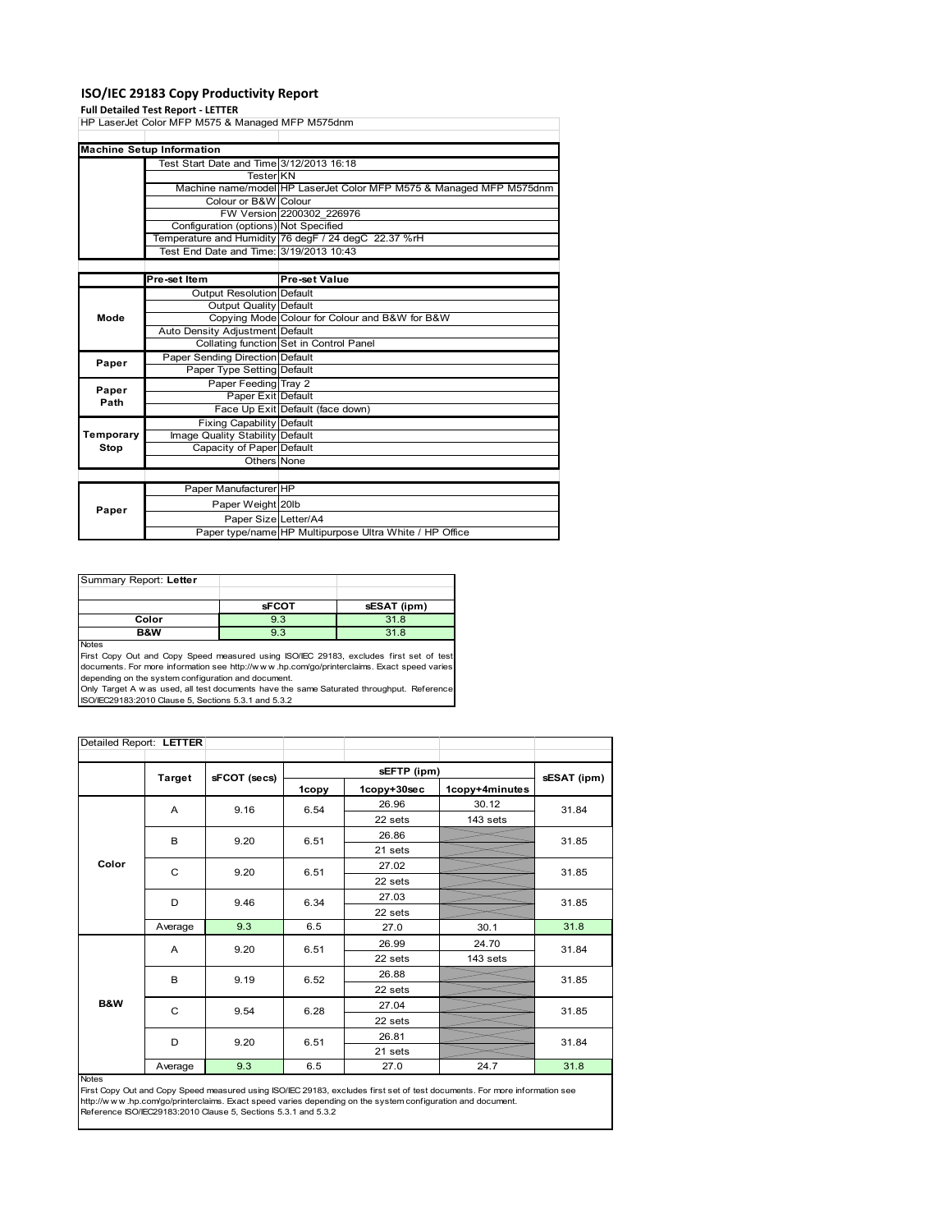# ISO/IEC 29183 Copy Productivity Report

**Full Detailed Test Report - LETTER**

HP LaserJet Color MFP M575 & Managed MFP M575dnm

| Machine Setup Information | | |
|---|---|---|
| | Test Start Date and Time | 3/12/2013 16:18 |
| | Tester | KN |
| | Machine name/model | HP LaserJet Color MFP M575 & Managed MFP M575dnm |
| | Colour or B&W | Colour |
| | FW Version | 2200302_226976 |
| | Configuration (options) | Not Specified |
| | Temperature and Humidity | 76 degF / 24 degC 22.37 %rH |
| | Test End Date and Time: | 3/19/2013 10:43 |

| | Pre-set Item | Pre-set Value |
|---|---|---|
| Mode | Output Resolution | Default |
| | Output Quality | Default |
| | Copying Mode | Colour for Colour and B&W for B&W |
| | Auto Density Adjustment | Default |
| | Collating function | Set in Control Panel |
| Paper | Paper Sending Direction | Default |
| | Paper Type Setting | Default |
| Paper Path | Paper Feeding | Tray 2 |
| | Paper Exit | Default |
| | Face Up Exit | Default (face down) |
| Temporary Stop | Fixing Capability | Default |
| | Image Quality Stability | Default |
| | Capacity of Paper | Default |
| | Others | None |

| | | |
|---|---|---|
| Paper | Paper Manufacturer | HP |
| | Paper Weight | 20lb |
| | Paper Size | Letter/A4 |
| | Paper type/name | HP Multipurpose Ultra White / HP Office |

| Summary Report: **Letter** | | |
|---|---|---|
| | **sFCOT** | **sESAT (ipm)** |
| **Color** | 9.3 | 31.8 |
| **B&W** | 9.3 | 31.8 |

Notes

First Copy Out and Copy Speed measured using ISO/IEC 29183, excludes first set of test documents. For more information see http://www.hp.com/go/printerclaims. Exact speed varies depending on the system configuration and document.

Only Target A was used, all test documents have the same Saturated throughput. Reference ISO/IEC29183:2010 Clause 5, Sections 5.3.1 and 5.3.2

| Detailed Report: **LETTER** | | | | | | |
|---|---|---|---|---|---|---|
| | **Target** | **sFCOT (secs)** | **sEFTP (ipm)** | | | **sESAT (ipm)** |
| | | | **1copy** | **1copy+30sec** | **1copy+4minutes** | |
| **Color** | A | 9.16 | 6.54 | 26.96 / 22 sets | 30.12 / 143 sets | 31.84 |
| | B | 9.20 | 6.51 | 26.86 / 21 sets | | 31.85 |
| | C | 9.20 | 6.51 | 27.02 / 22 sets | | 31.85 |
| | D | 9.46 | 6.34 | 27.03 / 22 sets | | 31.85 |
| | Average | 9.3 | 6.5 | 27.0 | 30.1 | 31.8 |
| **B&W** | A | 9.20 | 6.51 | 26.99 / 22 sets | 24.70 / 143 sets | 31.84 |
| | B | 9.19 | 6.52 | 26.88 / 22 sets | | 31.85 |
| | C | 9.54 | 6.28 | 27.04 / 22 sets | | 31.85 |
| | D | 9.20 | 6.51 | 26.81 / 21 sets | | 31.84 |
| | Average | 9.3 | 6.5 | 27.0 | 24.7 | 31.8 |

Notes

First Copy Out and Copy Speed measured using ISO/IEC 29183, excludes first set of test documents. For more information see http://www.hp.com/go/printerclaims. Exact speed varies depending on the system configuration and document.
Reference ISO/IEC29183:2010 Clause 5, Sections 5.3.1 and 5.3.2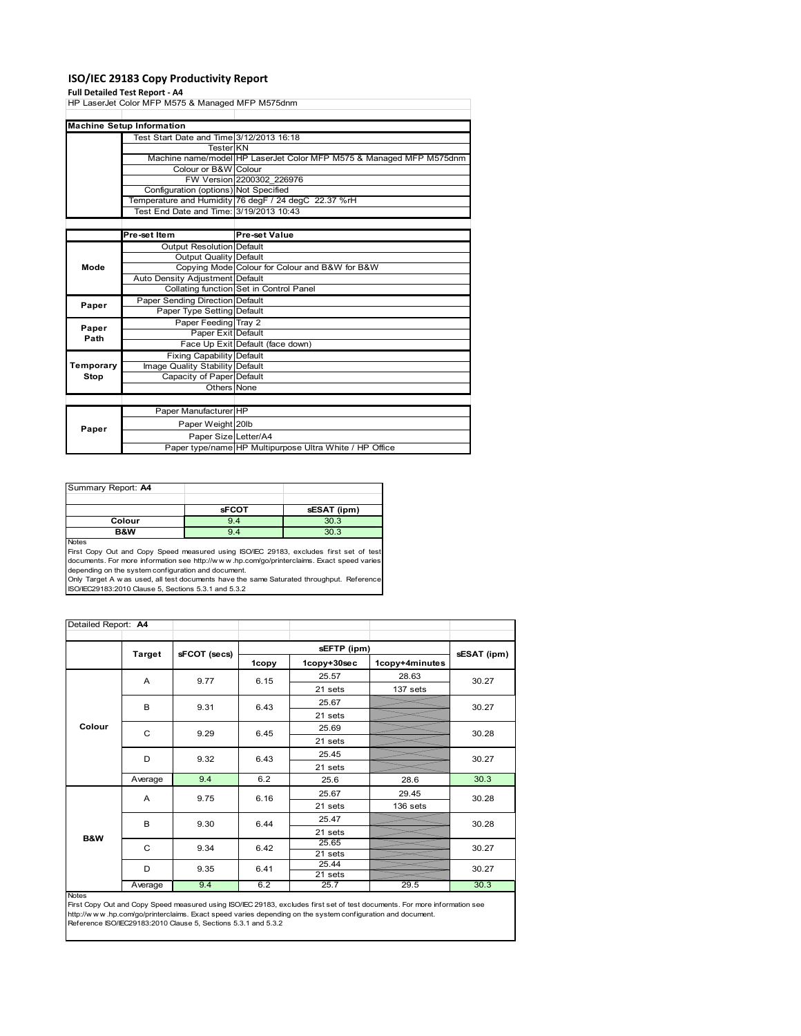# ISO/IEC 29183 Copy Productivity Report

**Full Detailed Test Report - A4**

HP LaserJet Color MFP M575 & Managed MFP M575dnm

| Machine Setup Information | | |
|---|---|---|
| | Test Start Date and Time | 3/12/2013 16:18 |
| | Tester | KN |
| | Machine name/model | HP LaserJet Color MFP M575 & Managed MFP M575dnm |
| | Colour or B&W | Colour |
| | FW Version | 2200302_226976 |
| | Configuration (options) | Not Specified |
| | Temperature and Humidity | 76 degF / 24 degC 22.37 %rH |
| | Test End Date and Time: | 3/19/2013 10:43 |

| | Pre-set Item | Pre-set Value |
|---|---|---|
| Mode | Output Resolution | Default |
| | Output Quality | Default |
| | Copying Mode | Colour for Colour and B&W for B&W |
| | Auto Density Adjustment | Default |
| | Collating function | Set in Control Panel |
| Paper | Paper Sending Direction | Default |
| | Paper Type Setting | Default |
| Paper Path | Paper Feeding | Tray 2 |
| | Paper Exit | Default |
| | Face Up Exit | Default (face down) |
| Temporary Stop | Fixing Capability | Default |
| | Image Quality Stability | Default |
| | Capacity of Paper | Default |
| | Others | None |

| | | |
|---|---|---|
| Paper | Paper Manufacturer | HP |
| | Paper Weight | 20lb |
| | Paper Size | Letter/A4 |
| | Paper type/name | HP Multipurpose Ultra White / HP Office |

| Summary Report: **A4** | sFCOT | sESAT (ipm) |
|---|---|---|
| **Colour** | 9.4 | 30.3 |
| **B&W** | 9.4 | 30.3 |

Notes

First Copy Out and Copy Speed measured using ISO/IEC 29183, excludes first set of test documents. For more information see http://www.hp.com/go/printerclaims. Exact speed varies depending on the system configuration and document.

Only Target A was used, all test documents have the same Saturated throughput. Reference ISO/IEC29183:2010 Clause 5, Sections 5.3.1 and 5.3.2

| Detailed Report: **A4** | | | sEFTP (ipm) | | | |
|---|---|---|---|---|---|---|
| | Target | sFCOT (secs) | 1copy | 1copy+30sec | 1copy+4minutes | sESAT (ipm) |
| Colour | A | 9.77 | 6.15 | 25.57<br>21 sets | 28.63<br>137 sets | 30.27 |
| | B | 9.31 | 6.43 | 25.67<br>21 sets | | 30.27 |
| | C | 9.29 | 6.45 | 25.69<br>21 sets | | 30.28 |
| | D | 9.32 | 6.43 | 25.45<br>21 sets | | 30.27 |
| | Average | 9.4 | 6.2 | 25.6 | 28.6 | 30.3 |
| B&W | A | 9.75 | 6.16 | 25.67<br>21 sets | 29.45<br>136 sets | 30.28 |
| | B | 9.30 | 6.44 | 25.47<br>21 sets | | 30.28 |
| | C | 9.34 | 6.42 | 25.65<br>21 sets | | 30.27 |
| | D | 9.35 | 6.41 | 25.44<br>21 sets | | 30.27 |
| | Average | 9.4 | 6.2 | 25.7 | 29.5 | 30.3 |

Notes

First Copy Out and Copy Speed measured using ISO/IEC 29183, excludes first set of test documents. For more information see http://www.hp.com/go/printerclaims. Exact speed varies depending on the system configuration and document.
Reference ISO/IEC29183:2010 Clause 5, Sections 5.3.1 and 5.3.2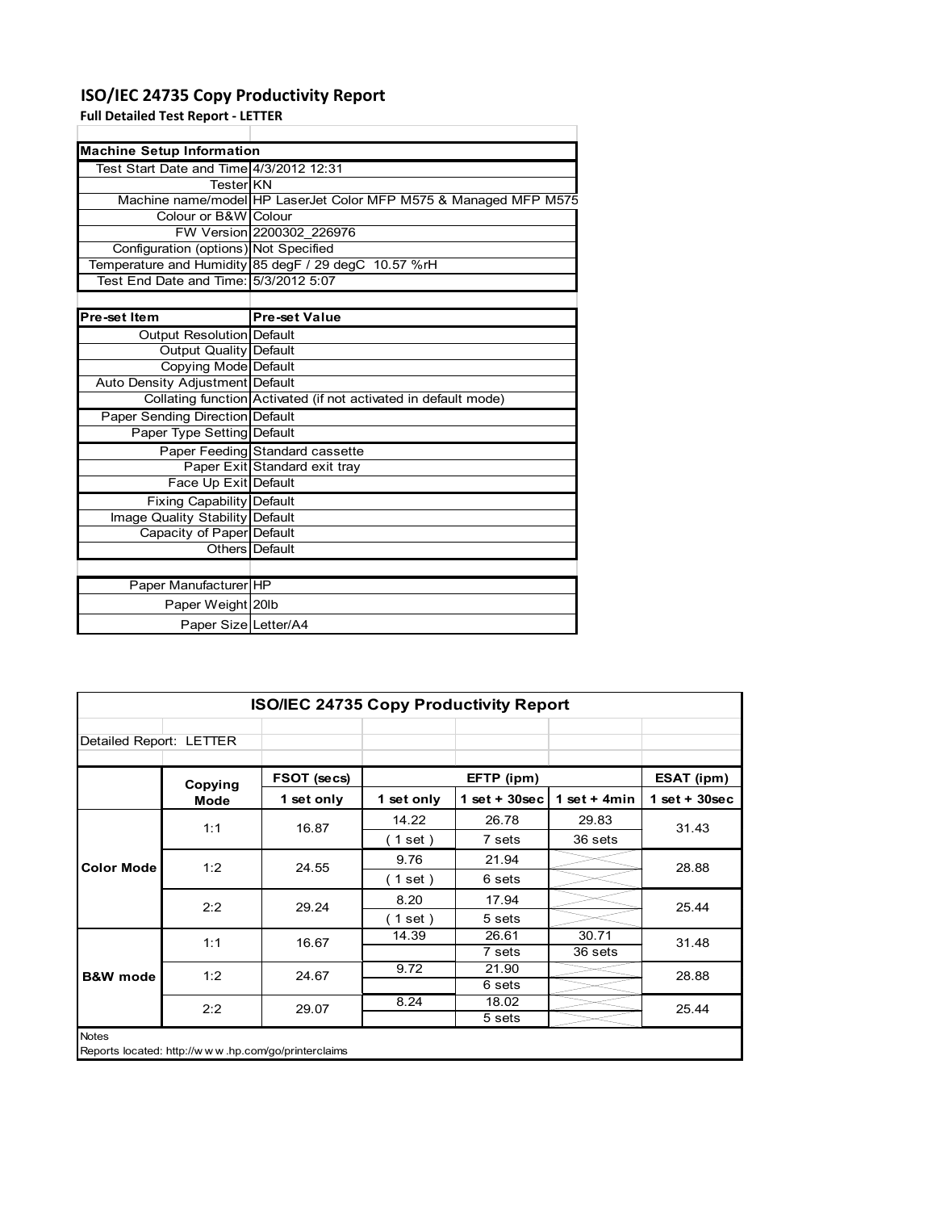# ISO/IEC 24735 Copy Productivity Report

**Full Detailed Test Report - LETTER**

| Machine Setup Information | |
|---|---|
| Test Start Date and Time | 4/3/2012 12:31 |
| Tester | KN |
| Machine name/model | HP LaserJet Color MFP M575 & Managed MFP M575 |
| Colour or B&W | Colour |
| FW Version | 2200302_226976 |
| Configuration (options) | Not Specified |
| Temperature and Humidity | 85 degF / 29 degC 10.57 %rH |
| Test End Date and Time: | 5/3/2012 5:07 |

| Pre-set Item | Pre-set Value |
|---|---|
| Output Resolution | Default |
| Output Quality | Default |
| Copying Mode | Default |
| Auto Density Adjustment | Default |
| Collating function | Activated (if not activated in default mode) |
| Paper Sending Direction | Default |
| Paper Type Setting | Default |
| Paper Feeding | Standard cassette |
| Paper Exit | Standard exit tray |
| Face Up Exit | Default |
| Fixing Capability | Default |
| Image Quality Stability | Default |
| Capacity of Paper | Default |
| Others | Default |

| | |
|---|---|
| Paper Manufacturer | HP |
| Paper Weight | 20lb |
| Paper Size | Letter/A4 |

## ISO/IEC 24735 Copy Productivity Report

Detailed Report: LETTER

| | Copying Mode | FSOT (secs) | EFTP (ipm) | | | ESAT (ipm) |
|---|---|---|---|---|---|---|
| | | 1 set only | 1 set only | 1 set + 30sec | 1 set + 4min | 1 set + 30sec |
| Color Mode | 1:1 | 16.87 | 14.22 | 26.78 | 29.83 | 31.43 |
| | | | ( 1 set ) | 7 sets | 36 sets | |
| | 1:2 | 24.55 | 9.76 | 21.94 | | 28.88 |
| | | | ( 1 set ) | 6 sets | | |
| | 2:2 | 29.24 | 8.20 | 17.94 | | 25.44 |
| | | | ( 1 set ) | 5 sets | | |
| B&W mode | 1:1 | 16.67 | 14.39 | 26.61 | 30.71 | 31.48 |
| | | | | 7 sets | 36 sets | |
| | 1:2 | 24.67 | 9.72 | 21.90 | | 28.88 |
| | | | | 6 sets | | |
| | 2:2 | 29.07 | 8.24 | 18.02 | | 25.44 |
| | | | | 5 sets | | |

Notes

Reports located: http://w w w .hp.com/go/printerclaims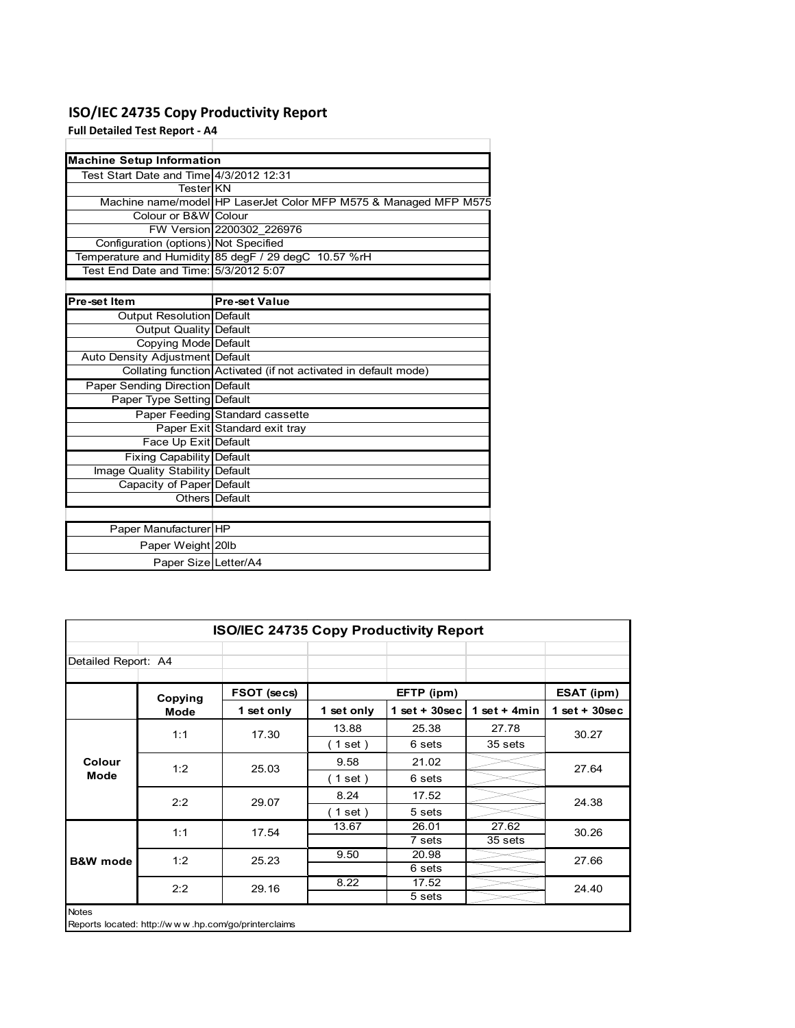## ISO/IEC 24735 Copy Productivity Report

**Full Detailed Test Report - A4**

| Machine Setup Information | |
|---|---|
| Test Start Date and Time | 4/3/2012 12:31 |
| Tester | KN |
| Machine name/model | HP LaserJet Color MFP M575 & Managed MFP M575 |
| Colour or B&W | Colour |
| FW Version | 2200302_226976 |
| Configuration (options) | Not Specified |
| Temperature and Humidity | 85 degF / 29 degC 10.57 %rH |
| Test End Date and Time: | 5/3/2012 5:07 |

| Pre-set Item | Pre-set Value |
|---|---|
| Output Resolution | Default |
| Output Quality | Default |
| Copying Mode | Default |
| Auto Density Adjustment | Default |
| Collating function | Activated (if not activated in default mode) |
| Paper Sending Direction | Default |
| Paper Type Setting | Default |
| Paper Feeding | Standard cassette |
| Paper Exit | Standard exit tray |
| Face Up Exit | Default |
| Fixing Capability | Default |
| Image Quality Stability | Default |
| Capacity of Paper | Default |
| Others | Default |

| | |
|---|---|
| Paper Manufacturer | HP |
| Paper Weight | 20lb |
| Paper Size | Letter/A4 |

**ISO/IEC 24735 Copy Productivity Report**

Detailed Report: A4

| | Copying Mode | FSOT (secs) | EFTP (ipm) | | | ESAT (ipm) |
|---|---|---|---|---|---|---|
| | | 1 set only | 1 set only | 1 set + 30sec | 1 set + 4min | 1 set + 30sec |
| Colour Mode | 1:1 | 17.30 | 13.88 | 25.38 | 27.78 | 30.27 |
| | | | ( 1 set ) | 6 sets | 35 sets | |
| | 1:2 | 25.03 | 9.58 | 21.02 | | 27.64 |
| | | | ( 1 set ) | 6 sets | | |
| | 2:2 | 29.07 | 8.24 | 17.52 | | 24.38 |
| | | | ( 1 set ) | 5 sets | | |
| B&W mode | 1:1 | 17.54 | 13.67 | 26.01 | 27.62 | 30.26 |
| | | | | 7 sets | 35 sets | |
| | 1:2 | 25.23 | 9.50 | 20.98 | | 27.66 |
| | | | | 6 sets | | |
| | 2:2 | 29.16 | 8.22 | 17.52 | | 24.40 |
| | | | | 5 sets | | |

Notes

Reports located: http://w w w .hp.com/go/printerclaims